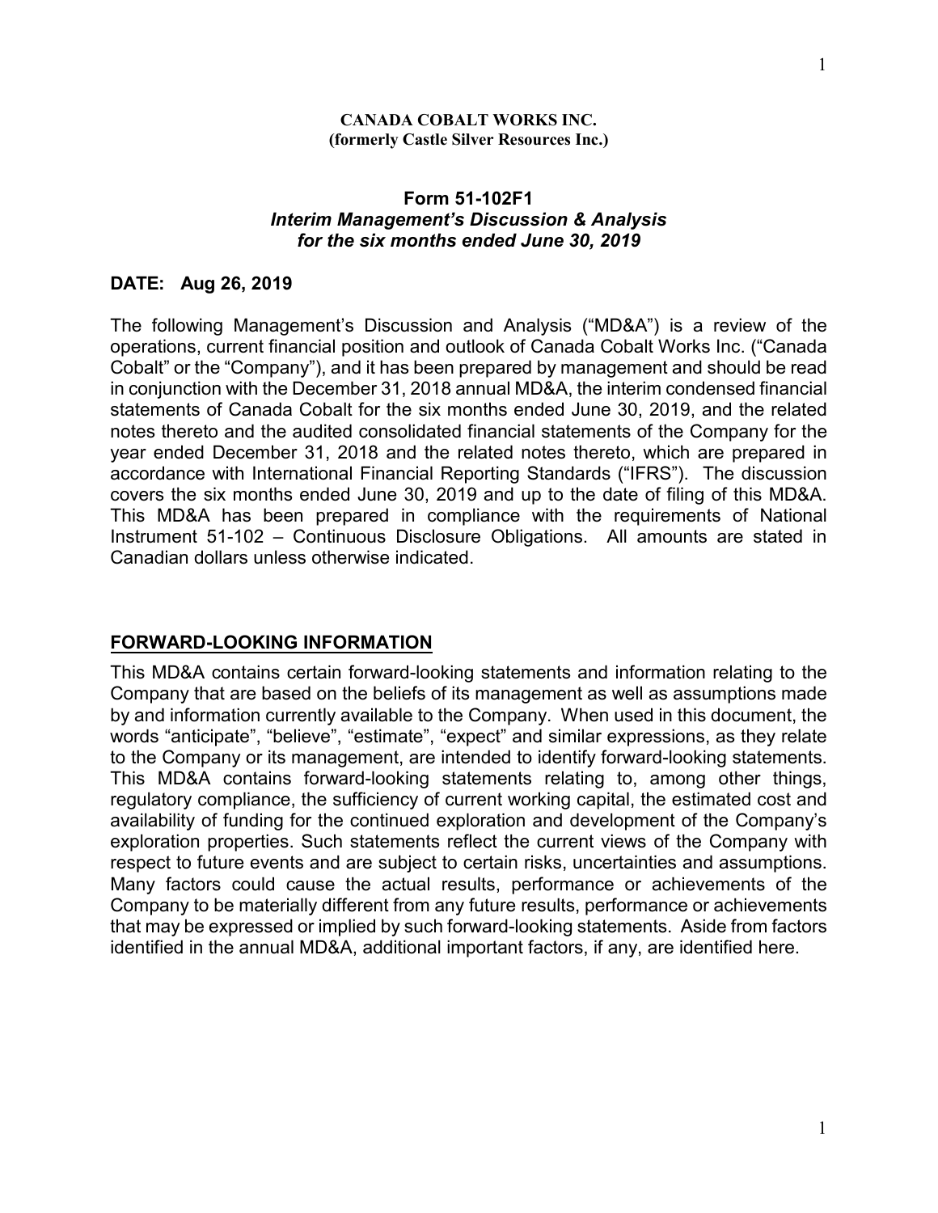**CANADA COBALT WORKS INC.**
**(formerly Castle Silver Resources Inc.)**

## Form 51-102F1
### *Interim Management's Discussion & Analysis for the six months ended June 30, 2019*

**DATE: Aug 26, 2019**

The following Management's Discussion and Analysis ("MD&A") is a review of the operations, current financial position and outlook of Canada Cobalt Works Inc. ("Canada Cobalt" or the "Company"), and it has been prepared by management and should be read in conjunction with the December 31, 2018 annual MD&A, the interim condensed financial statements of Canada Cobalt for the six months ended June 30, 2019, and the related notes thereto and the audited consolidated financial statements of the Company for the year ended December 31, 2018 and the related notes thereto, which are prepared in accordance with International Financial Reporting Standards ("IFRS"). The discussion covers the six months ended June 30, 2019 and up to the date of filing of this MD&A. This MD&A has been prepared in compliance with the requirements of National Instrument 51-102 – Continuous Disclosure Obligations. All amounts are stated in Canadian dollars unless otherwise indicated.

## FORWARD-LOOKING INFORMATION

This MD&A contains certain forward-looking statements and information relating to the Company that are based on the beliefs of its management as well as assumptions made by and information currently available to the Company. When used in this document, the words "anticipate", "believe", "estimate", "expect" and similar expressions, as they relate to the Company or its management, are intended to identify forward-looking statements. This MD&A contains forward-looking statements relating to, among other things, regulatory compliance, the sufficiency of current working capital, the estimated cost and availability of funding for the continued exploration and development of the Company's exploration properties. Such statements reflect the current views of the Company with respect to future events and are subject to certain risks, uncertainties and assumptions. Many factors could cause the actual results, performance or achievements of the Company to be materially different from any future results, performance or achievements that may be expressed or implied by such forward-looking statements. Aside from factors identified in the annual MD&A, additional important factors, if any, are identified here.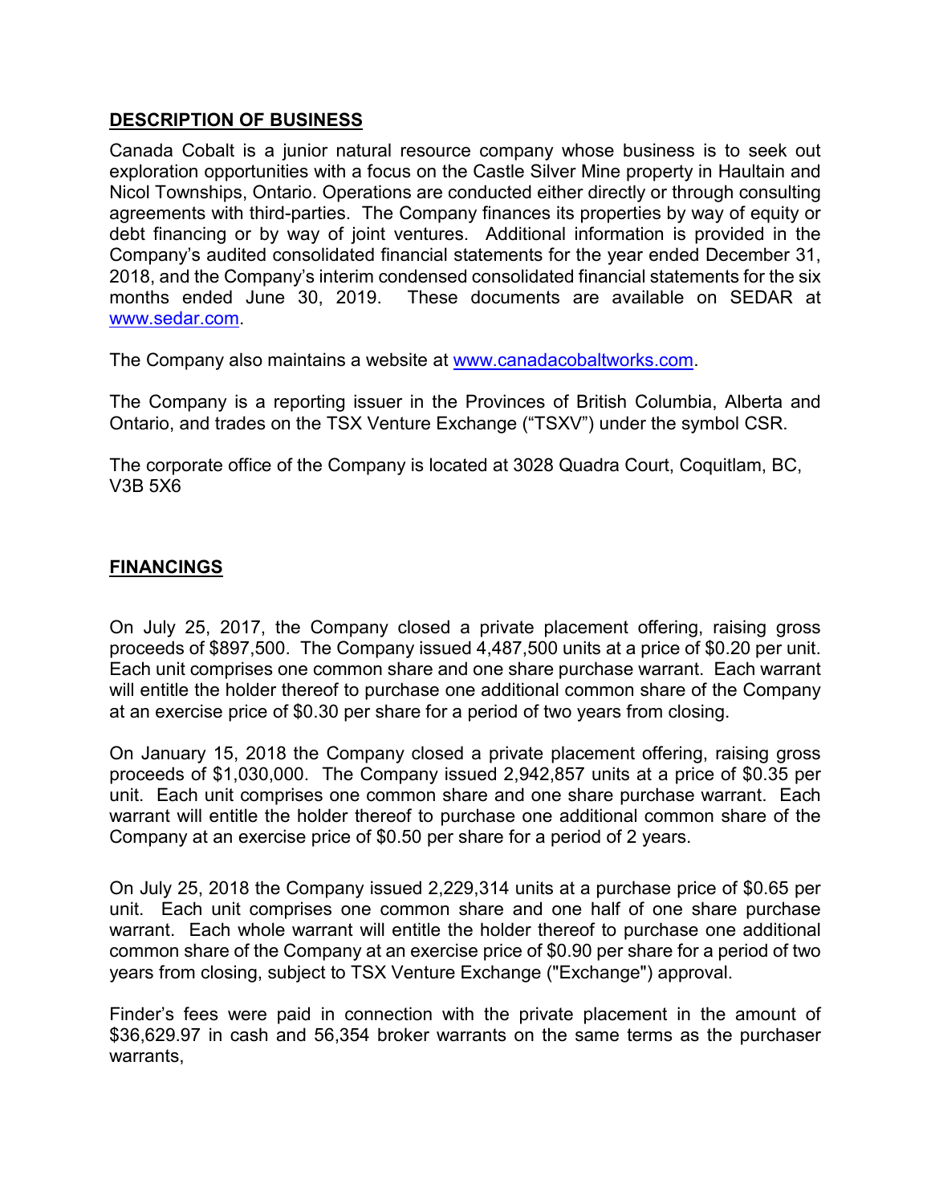## DESCRIPTION OF BUSINESS

Canada Cobalt is a junior natural resource company whose business is to seek out exploration opportunities with a focus on the Castle Silver Mine property in Haultain and Nicol Townships, Ontario. Operations are conducted either directly or through consulting agreements with third-parties. The Company finances its properties by way of equity or debt financing or by way of joint ventures. Additional information is provided in the Company's audited consolidated financial statements for the year ended December 31, 2018, and the Company's interim condensed consolidated financial statements for the six months ended June 30, 2019. These documents are available on SEDAR at www.sedar.com.

The Company also maintains a website at www.canadacobaltworks.com.

The Company is a reporting issuer in the Provinces of British Columbia, Alberta and Ontario, and trades on the TSX Venture Exchange ("TSXV") under the symbol CSR.

The corporate office of the Company is located at 3028 Quadra Court, Coquitlam, BC, V3B 5X6

## FINANCINGS

On July 25, 2017, the Company closed a private placement offering, raising gross proceeds of $897,500. The Company issued 4,487,500 units at a price of $0.20 per unit. Each unit comprises one common share and one share purchase warrant. Each warrant will entitle the holder thereof to purchase one additional common share of the Company at an exercise price of $0.30 per share for a period of two years from closing.

On January 15, 2018 the Company closed a private placement offering, raising gross proceeds of $1,030,000. The Company issued 2,942,857 units at a price of $0.35 per unit. Each unit comprises one common share and one share purchase warrant. Each warrant will entitle the holder thereof to purchase one additional common share of the Company at an exercise price of $0.50 per share for a period of 2 years.

On July 25, 2018 the Company issued 2,229,314 units at a purchase price of $0.65 per unit. Each unit comprises one common share and one half of one share purchase warrant. Each whole warrant will entitle the holder thereof to purchase one additional common share of the Company at an exercise price of $0.90 per share for a period of two years from closing, subject to TSX Venture Exchange ("Exchange") approval.

Finder's fees were paid in connection with the private placement in the amount of $36,629.97 in cash and 56,354 broker warrants on the same terms as the purchaser warrants,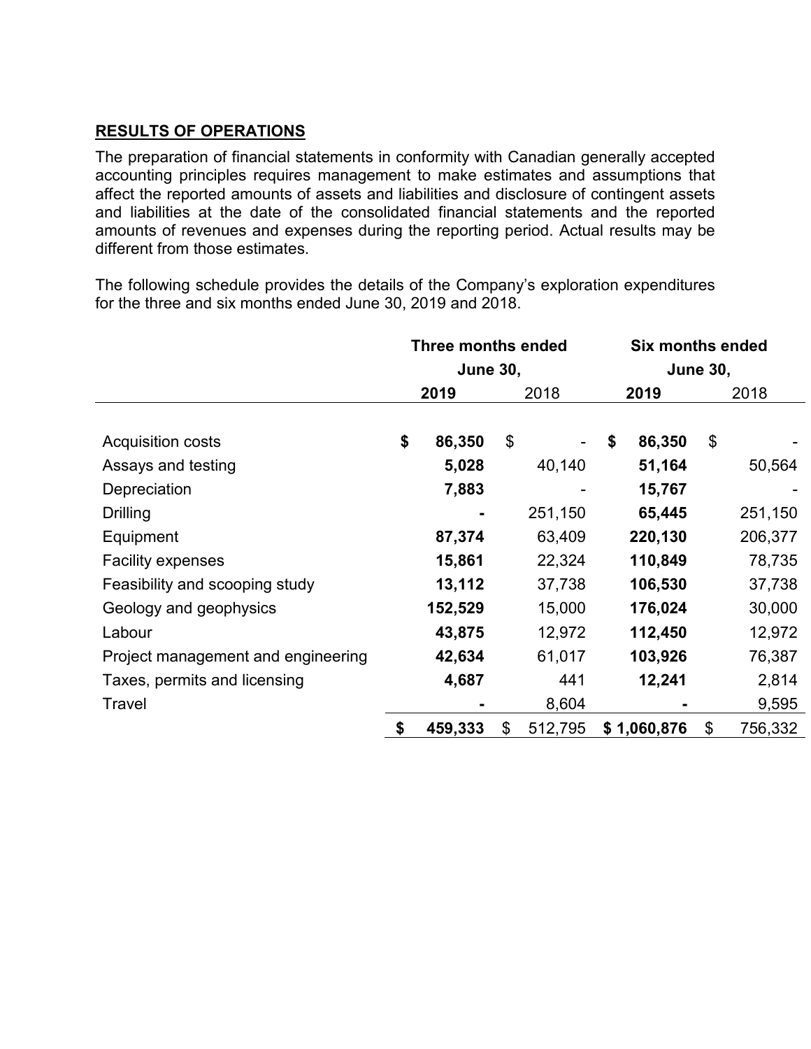## RESULTS OF OPERATIONS

The preparation of financial statements in conformity with Canadian generally accepted accounting principles requires management to make estimates and assumptions that affect the reported amounts of assets and liabilities and disclosure of contingent assets and liabilities at the date of the consolidated financial statements and the reported amounts of revenues and expenses during the reporting period. Actual results may be different from those estimates.

The following schedule provides the details of the Company's exploration expenditures for the three and six months ended June 30, 2019 and 2018.

| | Three months ended June 30, | | Six months ended June 30, | |
|---|---|---|---|---|
| | **2019** | 2018 | **2019** | 2018 |
| Acquisition costs | **$ 86,350** | $ - | **$ 86,350** | $ - |
| Assays and testing | **5,028** | 40,140 | **51,164** | 50,564 |
| Depreciation | **7,883** | - | **15,767** | - |
| Drilling | **-** | 251,150 | **65,445** | 251,150 |
| Equipment | **87,374** | 63,409 | **220,130** | 206,377 |
| Facility expenses | **15,861** | 22,324 | **110,849** | 78,735 |
| Feasibility and scooping study | **13,112** | 37,738 | **106,530** | 37,738 |
| Geology and geophysics | **152,529** | 15,000 | **176,024** | 30,000 |
| Labour | **43,875** | 12,972 | **112,450** | 12,972 |
| Project management and engineering | **42,634** | 61,017 | **103,926** | 76,387 |
| Taxes, permits and licensing | **4,687** | 441 | **12,241** | 2,814 |
| Travel | **-** | 8,604 | **-** | 9,595 |
| | **$ 459,333** | $ 512,795 | **$ 1,060,876** | $ 756,332 |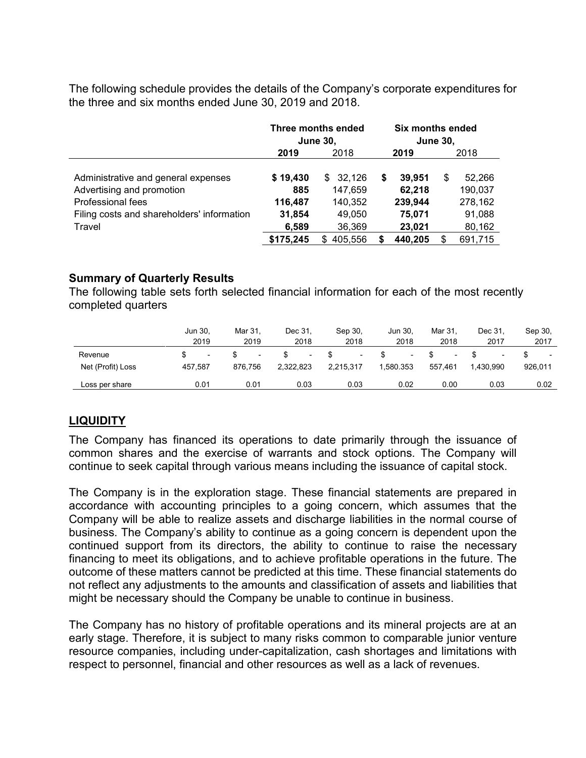The following schedule provides the details of the Company's corporate expenditures for the three and six months ended June 30, 2019 and 2018.

| | Three months ended June 30, | | Six months ended June 30, | |
|---|---|---|---|---|
| | **2019** | 2018 | **2019** | 2018 |
| Administrative and general expenses | **$ 19,430** | $ 32,126 | **$ 39,951** | $ 52,266 |
| Advertising and promotion | **885** | 147,659 | **62,218** | 190,037 |
| Professional fees | **116,487** | 140,352 | **239,944** | 278,162 |
| Filing costs and shareholders' information | **31,854** | 49,050 | **75,071** | 91,088 |
| Travel | **6,589** | 36,369 | **23,021** | 80,162 |
| | **$175,245** | $ 405,556 | **$ 440,205** | $ 691,715 |

**Summary of Quarterly Results**

The following table sets forth selected financial information for each of the most recently completed quarters

| | Jun 30, 2019 | Mar 31, 2019 | Dec 31, 2018 | Sep 30, 2018 | Jun 30, 2018 | Mar 31, 2018 | Dec 31, 2017 | Sep 30, 2017 |
|---|---|---|---|---|---|---|---|---|
| Revenue | $ - | $ - | $ - | $ - | $ - | $ - | $ - | $ - |
| Net (Profit) Loss | 457,587 | 876,756 | 2,322,823 | 2,215,317 | 1,580.353 | 557,461 | 1,430,990 | 926,011 |
| Loss per share | 0.01 | 0.01 | 0.03 | 0.03 | 0.02 | 0.00 | 0.03 | 0.02 |

## LIQUIDITY

The Company has financed its operations to date primarily through the issuance of common shares and the exercise of warrants and stock options. The Company will continue to seek capital through various means including the issuance of capital stock.

The Company is in the exploration stage. These financial statements are prepared in accordance with accounting principles to a going concern, which assumes that the Company will be able to realize assets and discharge liabilities in the normal course of business. The Company's ability to continue as a going concern is dependent upon the continued support from its directors, the ability to continue to raise the necessary financing to meet its obligations, and to achieve profitable operations in the future. The outcome of these matters cannot be predicted at this time. These financial statements do not reflect any adjustments to the amounts and classification of assets and liabilities that might be necessary should the Company be unable to continue in business.

The Company has no history of profitable operations and its mineral projects are at an early stage. Therefore, it is subject to many risks common to comparable junior venture resource companies, including under-capitalization, cash shortages and limitations with respect to personnel, financial and other resources as well as a lack of revenues.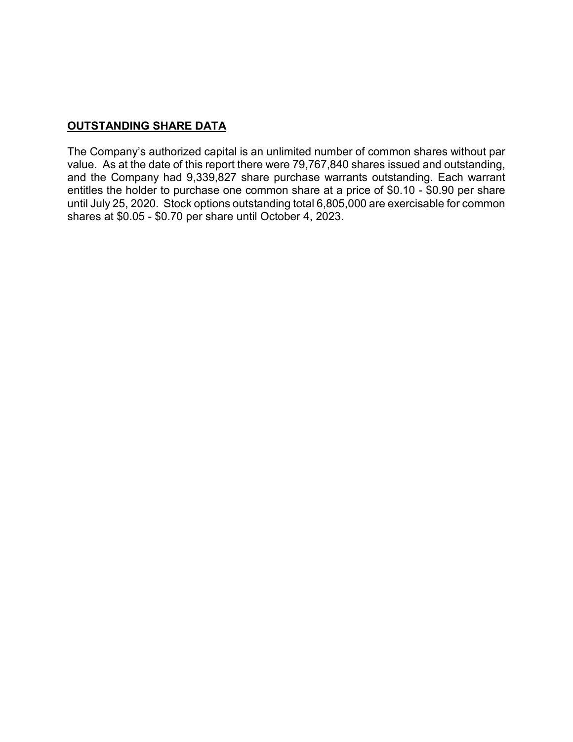## OUTSTANDING SHARE DATA

The Company's authorized capital is an unlimited number of common shares without par value. As at the date of this report there were 79,767,840 shares issued and outstanding, and the Company had 9,339,827 share purchase warrants outstanding. Each warrant entitles the holder to purchase one common share at a price of $0.10 - $0.90 per share until July 25, 2020. Stock options outstanding total 6,805,000 are exercisable for common shares at $0.05 - $0.70 per share until October 4, 2023.